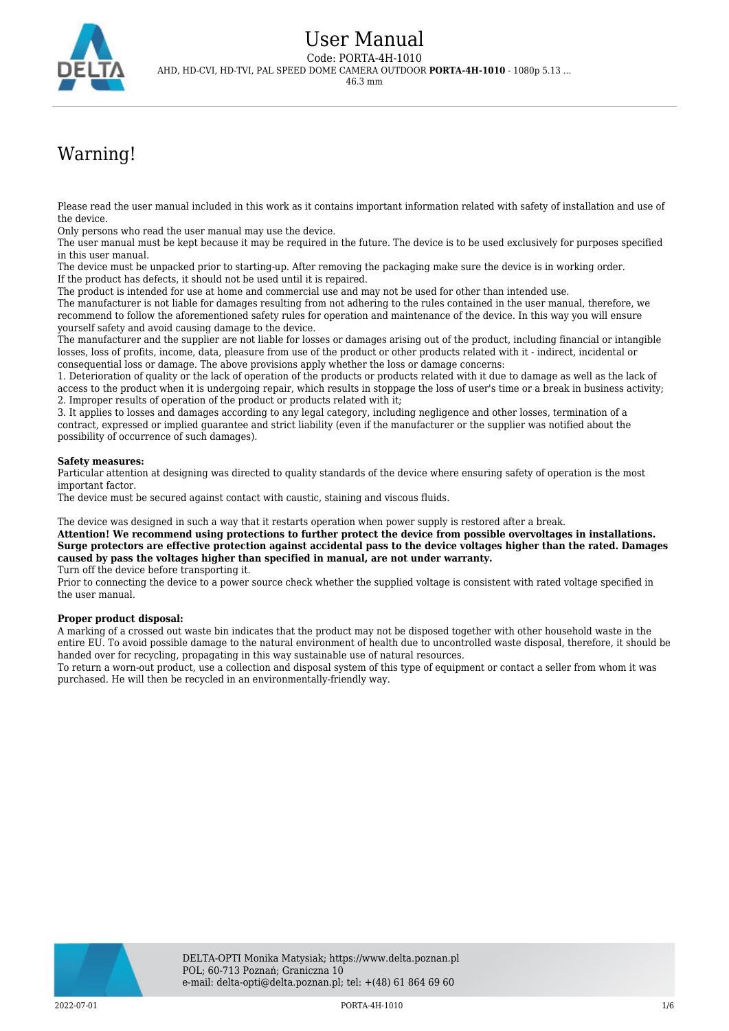# User Manual

Code: PORTA-4H-1010

AHD, HD-CVI, HD-TVI, PAL SPEED DOME CAMERA OUTDOOR **PORTA-4H-1010** - 1080p 5.13 ... 46.3 mm

## Warning!

Please read the user manual included in this work as it contains important information related with safety of installation and use of the device.
Only persons who read the user manual may use the device.
The user manual must be kept because it may be required in the future. The device is to be used exclusively for purposes specified in this user manual.
The device must be unpacked prior to starting-up. After removing the packaging make sure the device is in working order.
If the product has defects, it should not be used until it is repaired.
The product is intended for use at home and commercial use and may not be used for other than intended use.
The manufacturer is not liable for damages resulting from not adhering to the rules contained in the user manual, therefore, we recommend to follow the aforementioned safety rules for operation and maintenance of the device. In this way you will ensure yourself safety and avoid causing damage to the device.
The manufacturer and the supplier are not liable for losses or damages arising out of the product, including financial or intangible losses, loss of profits, income, data, pleasure from use of the product or other products related with it - indirect, incidental or consequential loss or damage. The above provisions apply whether the loss or damage concerns:
1. Deterioration of quality or the lack of operation of the products or products related with it due to damage as well as the lack of access to the product when it is undergoing repair, which results in stoppage the loss of user's time or a break in business activity;
2. Improper results of operation of the product or products related with it;
3. It applies to losses and damages according to any legal category, including negligence and other losses, termination of a contract, expressed or implied guarantee and strict liability (even if the manufacturer or the supplier was notified about the possibility of occurrence of such damages).

**Safety measures:**
Particular attention at designing was directed to quality standards of the device where ensuring safety of operation is the most important factor.
The device must be secured against contact with caustic, staining and viscous fluids.

The device was designed in such a way that it restarts operation when power supply is restored after a break.
**Attention! We recommend using protections to further protect the device from possible overvoltages in installations. Surge protectors are effective protection against accidental pass to the device voltages higher than the rated. Damages caused by pass the voltages higher than specified in manual, are not under warranty.**
Turn off the device before transporting it.
Prior to connecting the device to a power source check whether the supplied voltage is consistent with rated voltage specified in the user manual.

**Proper product disposal:**
A marking of a crossed out waste bin indicates that the product may not be disposed together with other household waste in the entire EU. To avoid possible damage to the natural environment of health due to uncontrolled waste disposal, therefore, it should be handed over for recycling, propagating in this way sustainable use of natural resources.
To return a worn-out product, use a collection and disposal system of this type of equipment or contact a seller from whom it was purchased. He will then be recycled in an environmentally-friendly way.

DELTA-OPTI Monika Matysiak; https://www.delta.poznan.pl
POL; 60-713 Poznań; Graniczna 10
e-mail: delta-opti@delta.poznan.pl; tel: +(48) 61 864 69 60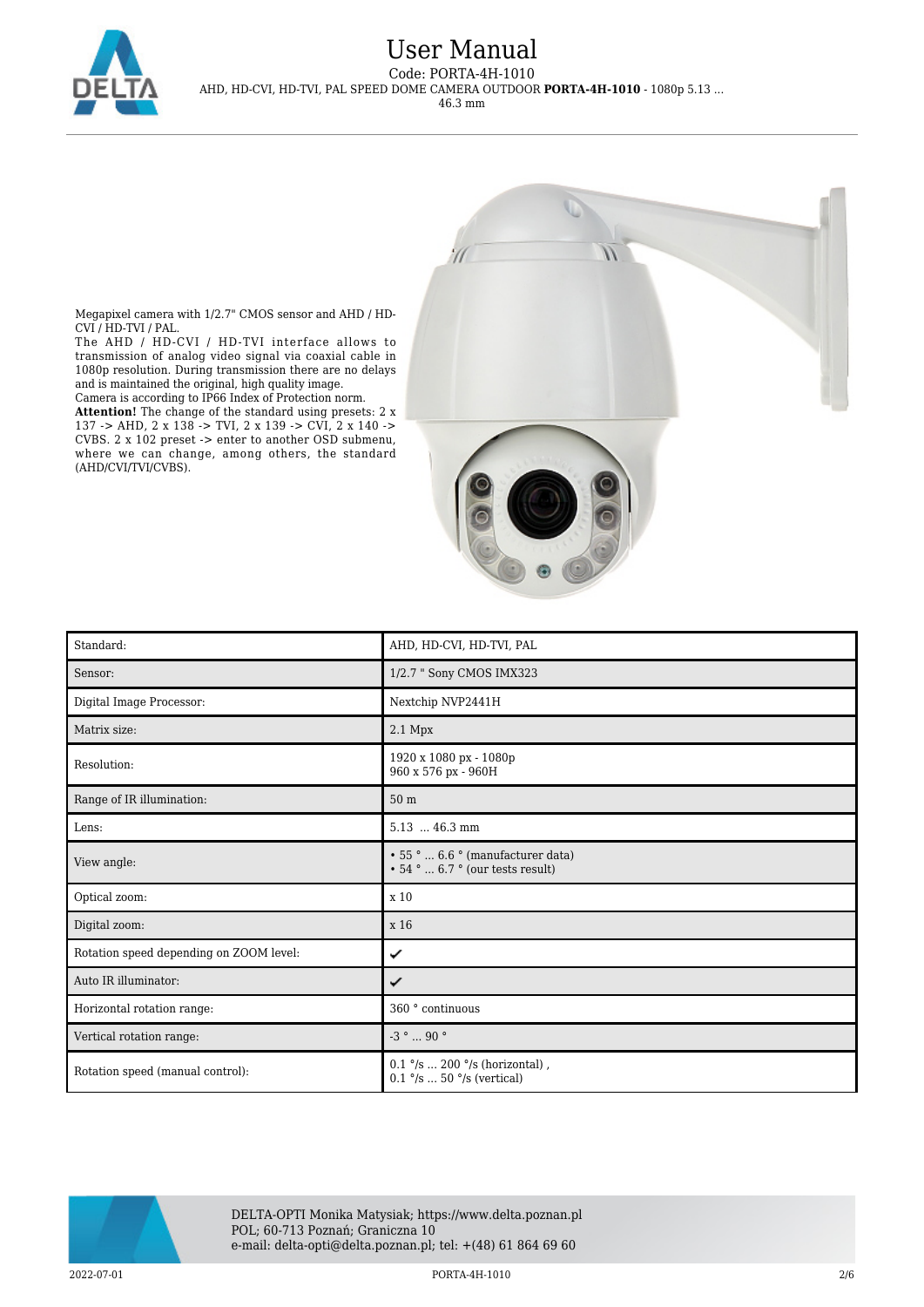Megapixel camera with 1/2.7" CMOS sensor and AHD / HD-CVI / HD-TVI / PAL.
The AHD / HD-CVI / HD-TVI interface allows to transmission of analog video signal via coaxial cable in 1080p resolution. During transmission there are no delays and is maintained the original, high quality image.
Camera is according to IP66 Index of Protection norm.
**Attention!** The change of the standard using presets: 2 x 137 -> AHD, 2 x 138 -> TVI, 2 x 139 -> CVI, 2 x 140 -> CVBS. 2 x 102 preset -> enter to another OSD submenu, where we can change, among others, the standard (AHD/CVI/TVI/CVBS).

| Standard: | AHD, HD-CVI, HD-TVI, PAL |
|---|---|
| Sensor: | 1/2.7 " Sony CMOS IMX323 |
| Digital Image Processor: | Nextchip NVP2441H |
| Matrix size: | 2.1 Mpx |
| Resolution: | 1920 x 1080 px - 1080p<br>960 x 576 px - 960H |
| Range of IR illumination: | 50 m |
| Lens: | 5.13 ... 46.3 mm |
| View angle: | • 55 ° ... 6.6 ° (manufacturer data)<br>• 54 ° ... 6.7 ° (our tests result) |
| Optical zoom: | x 10 |
| Digital zoom: | x 16 |
| Rotation speed depending on ZOOM level: | ✔ |
| Auto IR illuminator: | ✔ |
| Horizontal rotation range: | 360 ° continuous |
| Vertical rotation range: | -3 ° ... 90 ° |
| Rotation speed (manual control): | 0.1 °/s ... 200 °/s (horizontal) ,<br>0.1 °/s ... 50 °/s (vertical) |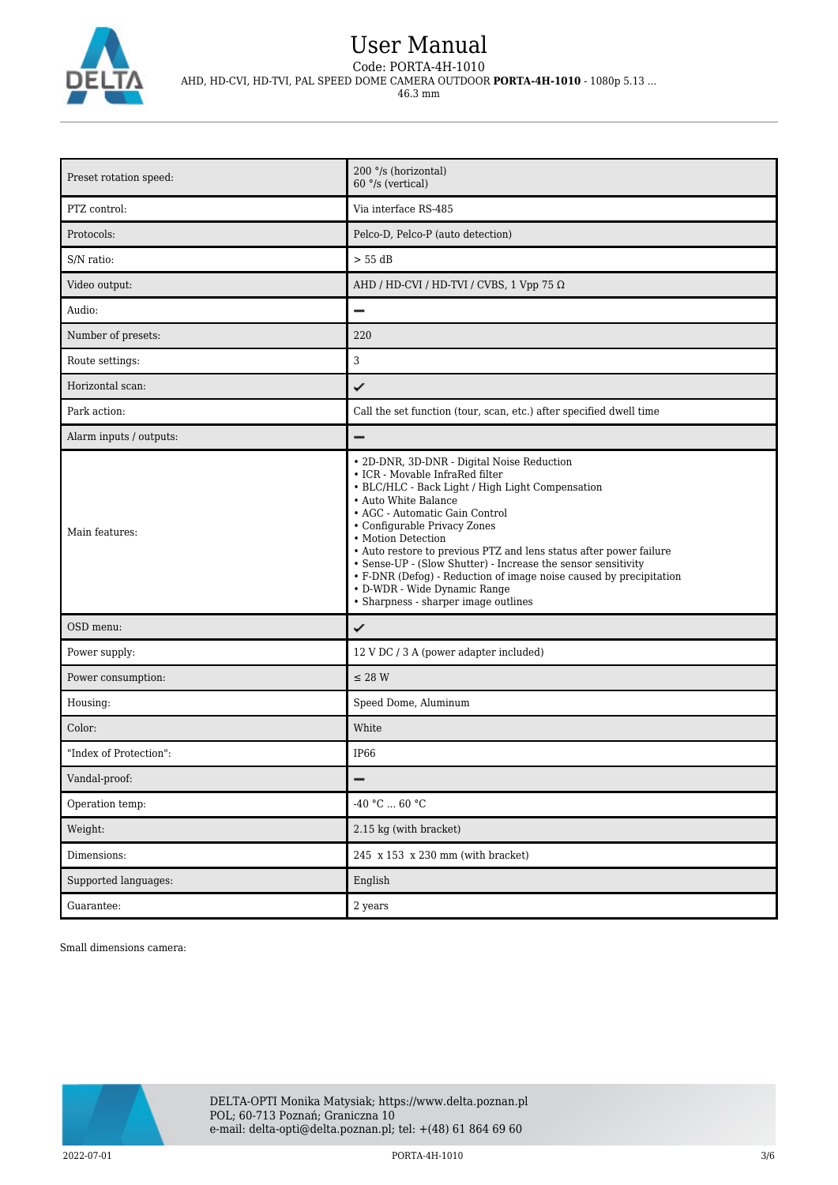| | |
|---|---|
| Preset rotation speed: | 200 °/s (horizontal)<br>60 °/s (vertical) |
| PTZ control: | Via interface RS-485 |
| Protocols: | Pelco-D, Pelco-P (auto detection) |
| S/N ratio: | > 55 dB |
| Video output: | AHD / HD-CVI / HD-TVI / CVBS, 1 Vpp 75 Ω |
| Audio: | – |
| Number of presets: | 220 |
| Route settings: | 3 |
| Horizontal scan: | ✓ |
| Park action: | Call the set function (tour, scan, etc.) after specified dwell time |
| Alarm inputs / outputs: | – |
| Main features: | • 2D-DNR, 3D-DNR - Digital Noise Reduction<br>• ICR - Movable InfraRed filter<br>• BLC/HLC - Back Light / High Light Compensation<br>• Auto White Balance<br>• AGC - Automatic Gain Control<br>• Configurable Privacy Zones<br>• Motion Detection<br>• Auto restore to previous PTZ and lens status after power failure<br>• Sense-UP - (Slow Shutter) - Increase the sensor sensitivity<br>• F-DNR (Defog) - Reduction of image noise caused by precipitation<br>• D-WDR - Wide Dynamic Range<br>• Sharpness - sharper image outlines |
| OSD menu: | ✓ |
| Power supply: | 12 V DC / 3 A (power adapter included) |
| Power consumption: | ≤ 28 W |
| Housing: | Speed Dome, Aluminum |
| Color: | White |
| "Index of Protection": | IP66 |
| Vandal-proof: | – |
| Operation temp: | -40 °C ... 60 °C |
| Weight: | 2.15 kg (with bracket) |
| Dimensions: | 245 x 153 x 230 mm (with bracket) |
| Supported languages: | English |
| Guarantee: | 2 years |

Small dimensions camera: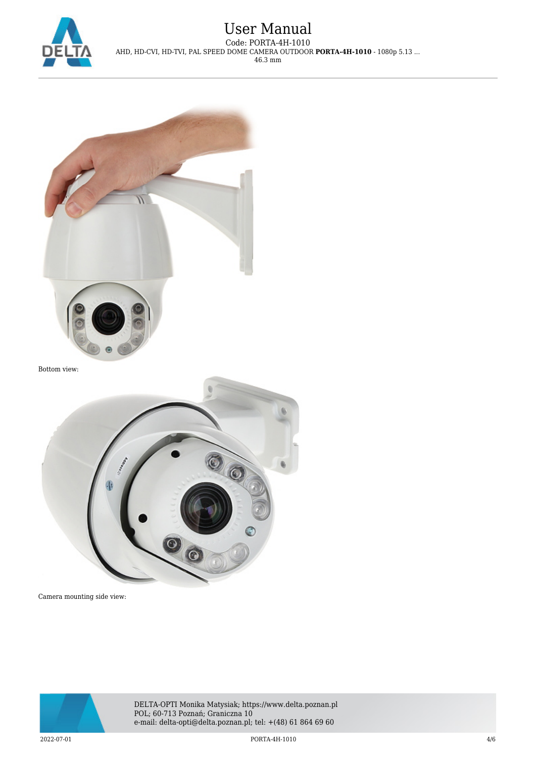Bottom view:

Camera mounting side view: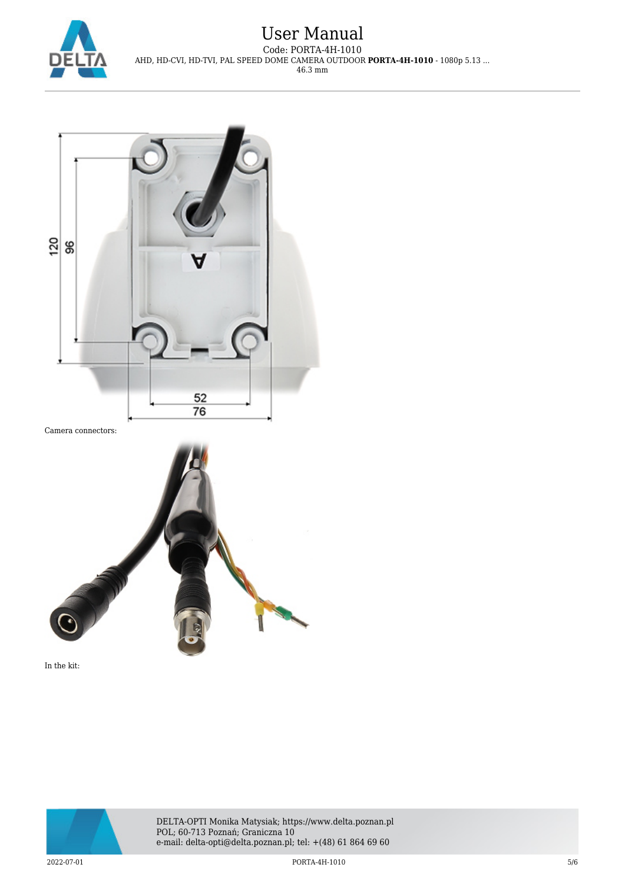Camera connectors:

In the kit: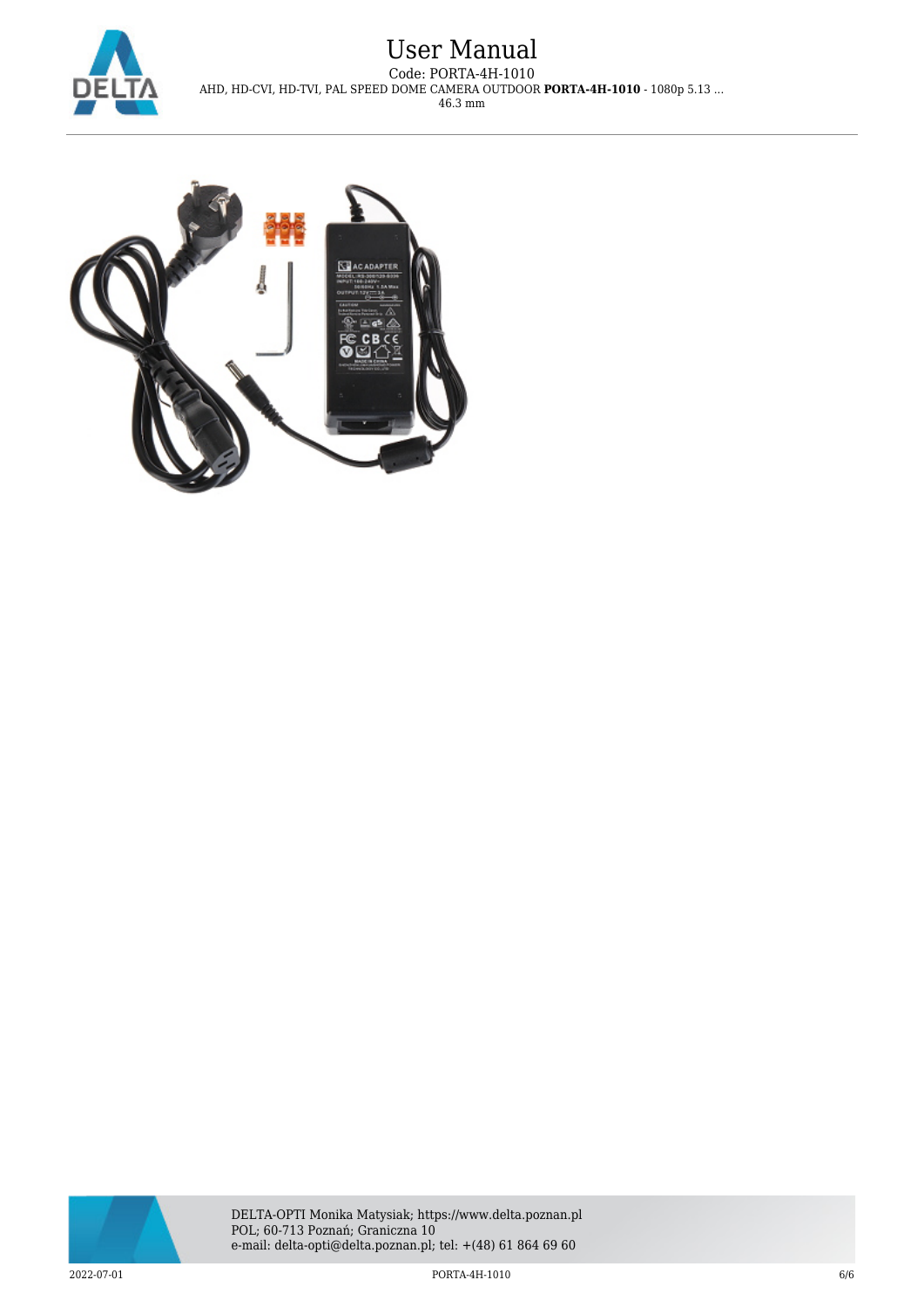DELTA-OPTI Monika Matysiak; https://www.delta.poznan.pl
POL; 60-713 Poznań; Graniczna 10
e-mail: delta-opti@delta.poznan.pl; tel: +(48) 61 864 69 60